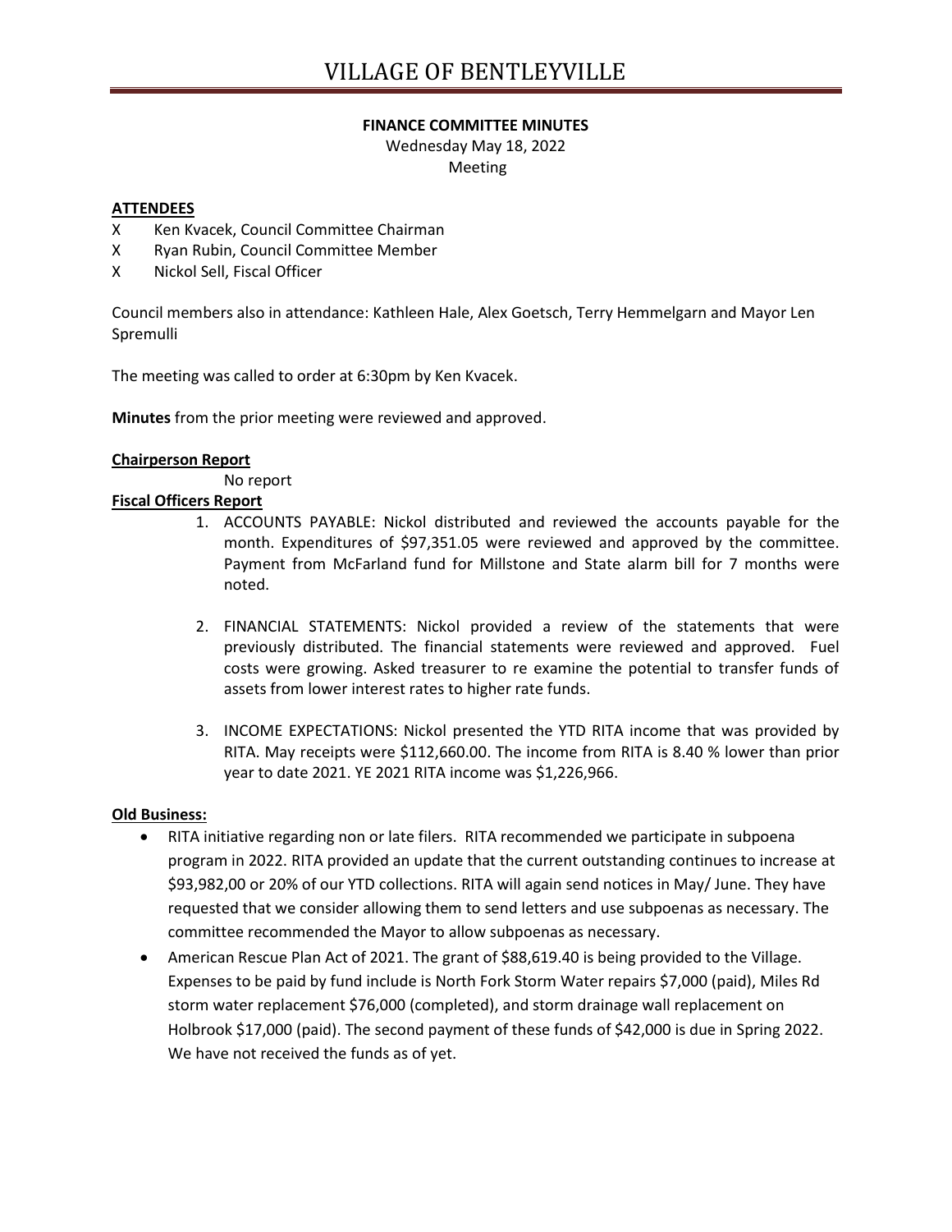# VILLAGE OF BENTLEYVILLE

**FINANCE COMMITTEE MINUTES**

Wednesday May 18, 2022

Meeting

**ATTENDEES**

X Ken Kvacek, Council Committee Chairman

X Ryan Rubin, Council Committee Member

X Nickol Sell, Fiscal Officer

Council members also in attendance: Kathleen Hale, Alex Goetsch, Terry Hemmelgarn and Mayor Len Spremulli

The meeting was called to order at 6:30pm by Ken Kvacek.

**Minutes** from the prior meeting were reviewed and approved.

**Chairperson Report**

No report

**Fiscal Officers Report**

1. ACCOUNTS PAYABLE: Nickol distributed and reviewed the accounts payable for the month. Expenditures of $97,351.05 were reviewed and approved by the committee. Payment from McFarland fund for Millstone and State alarm bill for 7 months were noted.

2. FINANCIAL STATEMENTS: Nickol provided a review of the statements that were previously distributed. The financial statements were reviewed and approved. Fuel costs were growing. Asked treasurer to re examine the potential to transfer funds of assets from lower interest rates to higher rate funds.

3. INCOME EXPECTATIONS: Nickol presented the YTD RITA income that was provided by RITA. May receipts were $112,660.00. The income from RITA is 8.40 % lower than prior year to date 2021. YE 2021 RITA income was $1,226,966.

**Old Business:**

- RITA initiative regarding non or late filers. RITA recommended we participate in subpoena program in 2022. RITA provided an update that the current outstanding continues to increase at $93,982,00 or 20% of our YTD collections. RITA will again send notices in May/ June. They have requested that we consider allowing them to send letters and use subpoenas as necessary. The committee recommended the Mayor to allow subpoenas as necessary.
- American Rescue Plan Act of 2021. The grant of $88,619.40 is being provided to the Village. Expenses to be paid by fund include is North Fork Storm Water repairs $7,000 (paid), Miles Rd storm water replacement $76,000 (completed), and storm drainage wall replacement on Holbrook $17,000 (paid). The second payment of these funds of $42,000 is due in Spring 2022. We have not received the funds as of yet.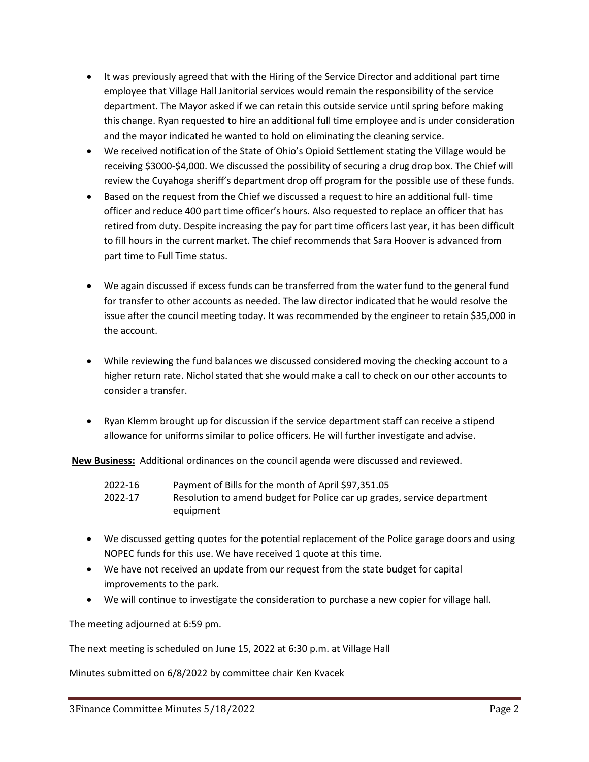- It was previously agreed that with the Hiring of the Service Director and additional part time employee that Village Hall Janitorial services would remain the responsibility of the service department. The Mayor asked if we can retain this outside service until spring before making this change. Ryan requested to hire an additional full time employee and is under consideration and the mayor indicated he wanted to hold on eliminating the cleaning service.
- We received notification of the State of Ohio's Opioid Settlement stating the Village would be receiving $3000-$4,000. We discussed the possibility of securing a drug drop box. The Chief will review the Cuyahoga sheriff's department drop off program for the possible use of these funds.
- Based on the request from the Chief we discussed a request to hire an additional full- time officer and reduce 400 part time officer's hours. Also requested to replace an officer that has retired from duty. Despite increasing the pay for part time officers last year, it has been difficult to fill hours in the current market. The chief recommends that Sara Hoover is advanced from part time to Full Time status.
- We again discussed if excess funds can be transferred from the water fund to the general fund for transfer to other accounts as needed. The law director indicated that he would resolve the issue after the council meeting today. It was recommended by the engineer to retain $35,000 in the account.
- While reviewing the fund balances we discussed considered moving the checking account to a higher return rate. Nichol stated that she would make a call to check on our other accounts to consider a transfer.
- Ryan Klemm brought up for discussion if the service department staff can receive a stipend allowance for uniforms similar to police officers. He will further investigate and advise.

**New Business:** Additional ordinances on the council agenda were discussed and reviewed.

| | |
|---|---|
| 2022-16 | Payment of Bills for the month of April $97,351.05 |
| 2022-17 | Resolution to amend budget for Police car up grades, service department equipment |

- We discussed getting quotes for the potential replacement of the Police garage doors and using NOPEC funds for this use. We have received 1 quote at this time.
- We have not received an update from our request from the state budget for capital improvements to the park.
- We will continue to investigate the consideration to purchase a new copier for village hall.

The meeting adjourned at 6:59 pm.

The next meeting is scheduled on June 15, 2022 at 6:30 p.m. at Village Hall

Minutes submitted on 6/8/2022 by committee chair Ken Kvacek